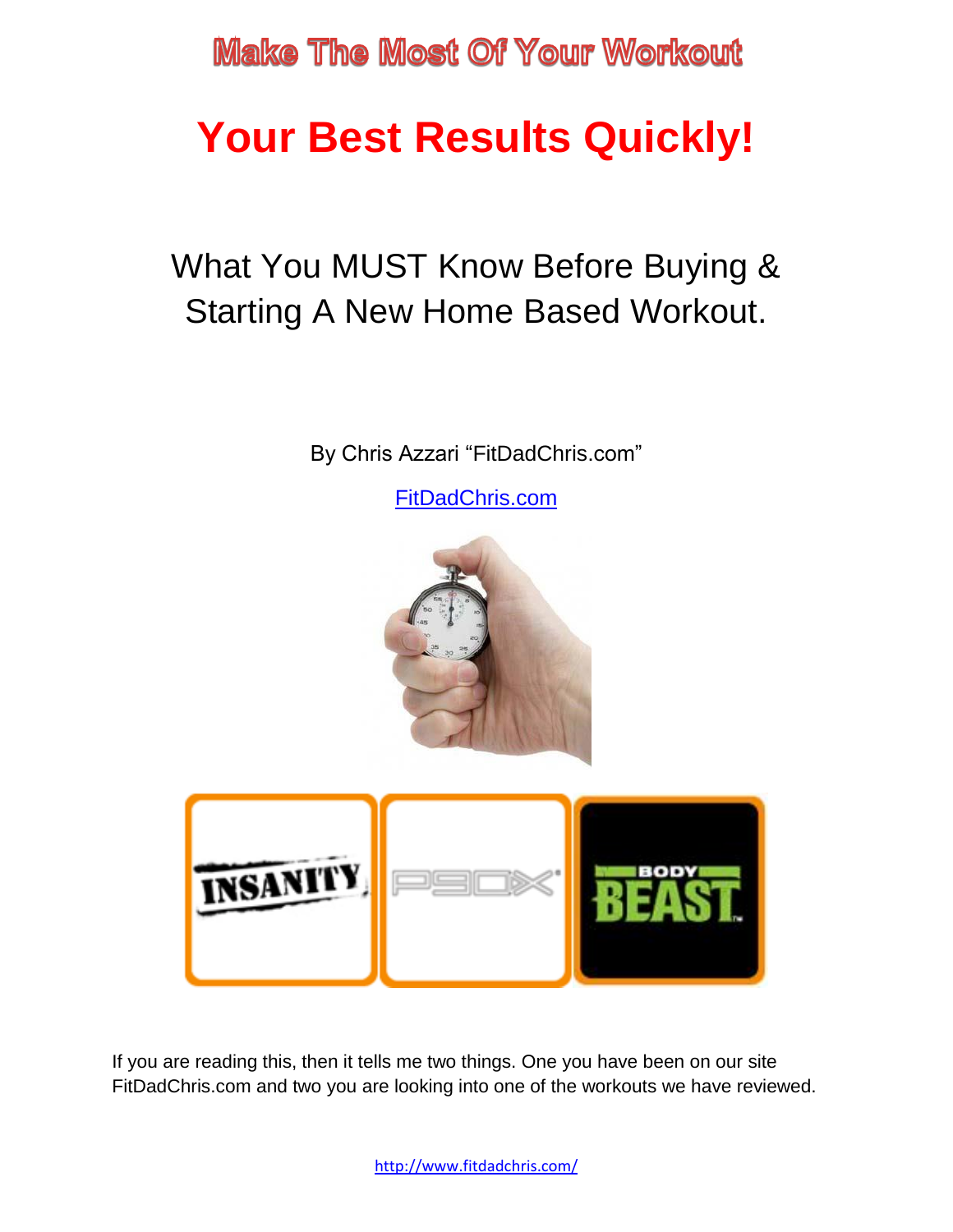# Make The Most Of Your Workout

# Your Best Results Quickly!

## What You MUST Know Before Buying & Starting A New Home Based Workout.

By Chris Azzari "FitDadChris.com"

FitDadChris.com

If you are reading this, then it tells me two things. One you have been on our site FitDadChris.com and two you are looking into one of the workouts we have reviewed.

http://www.fitdadchris.com/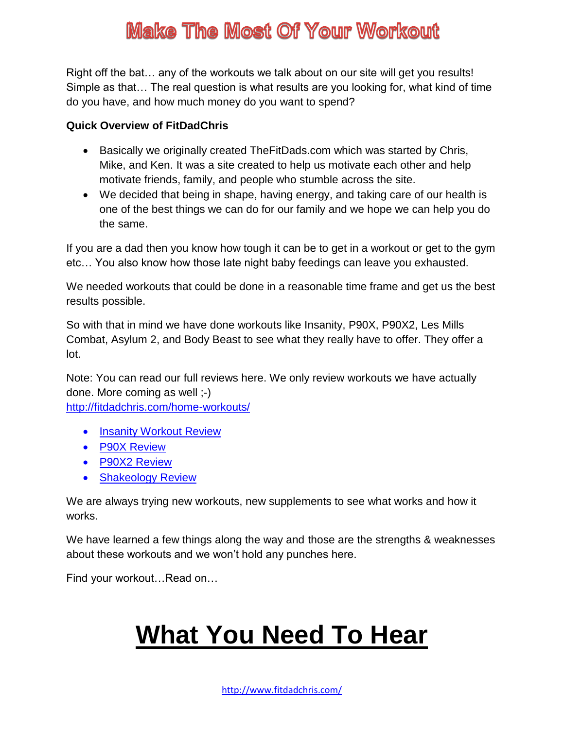# Make The Most Of Your Workout

Right off the bat… any of the workouts we talk about on our site will get you results! Simple as that… The real question is what results are you looking for, what kind of time do you have, and how much money do you want to spend?

**Quick Overview of FitDadChris**

- Basically we originally created TheFitDads.com which was started by Chris, Mike, and Ken. It was a site created to help us motivate each other and help motivate friends, family, and people who stumble across the site.
- We decided that being in shape, having energy, and taking care of our health is one of the best things we can do for our family and we hope we can help you do the same.

If you are a dad then you know how tough it can be to get in a workout or get to the gym etc… You also know how those late night baby feedings can leave you exhausted.

We needed workouts that could be done in a reasonable time frame and get us the best results possible.

So with that in mind we have done workouts like Insanity, P90X, P90X2, Les Mills Combat, Asylum 2, and Body Beast to see what they really have to offer. They offer a lot.

Note: You can read our full reviews here. We only review workouts we have actually done. More coming as well ;-)
[http://fitdadchris.com/home-workouts/](http://fitdadchris.com/home-workouts/)

- Insanity Workout Review
- P90X Review
- P90X2 Review
- Shakeology Review

We are always trying new workouts, new supplements to see what works and how it works.

We have learned a few things along the way and those are the strengths & weaknesses about these workouts and we won't hold any punches here.

Find your workout…Read on…

# What You Need To Hear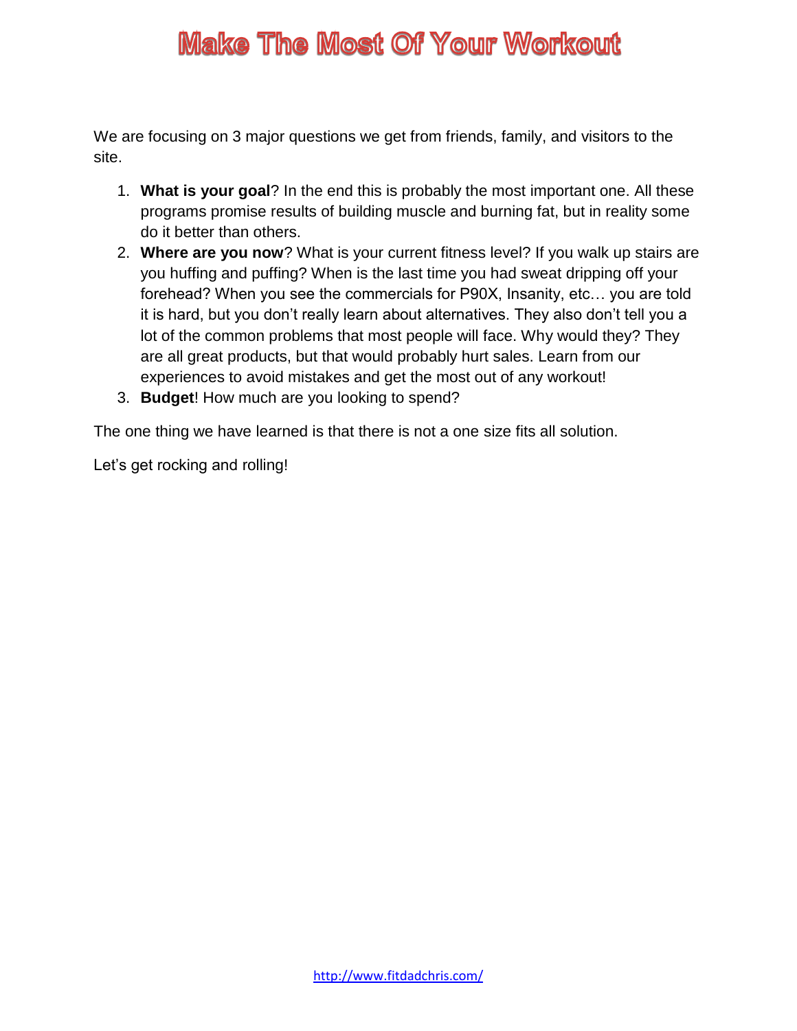# Make The Most Of Your Workout

We are focusing on 3 major questions we get from friends, family, and visitors to the site.

1. **What is your goal**? In the end this is probably the most important one. All these programs promise results of building muscle and burning fat, but in reality some do it better than others.
2. **Where are you now**? What is your current fitness level? If you walk up stairs are you huffing and puffing? When is the last time you had sweat dripping off your forehead? When you see the commercials for P90X, Insanity, etc… you are told it is hard, but you don't really learn about alternatives. They also don't tell you a lot of the common problems that most people will face. Why would they? They are all great products, but that would probably hurt sales. Learn from our experiences to avoid mistakes and get the most out of any workout!
3. **Budget**! How much are you looking to spend?

The one thing we have learned is that there is not a one size fits all solution.

Let's get rocking and rolling!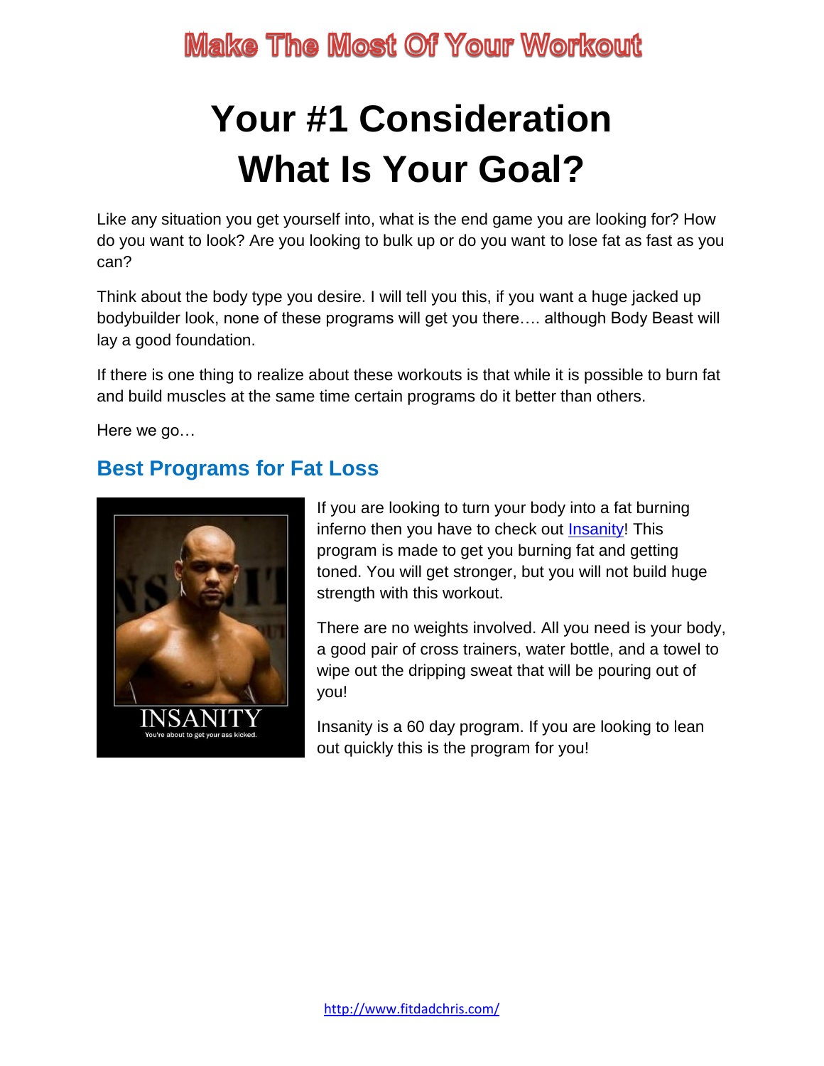# Your #1 Consideration
# What Is Your Goal?

Like any situation you get yourself into, what is the end game you are looking for? How do you want to look? Are you looking to bulk up or do you want to lose fat as fast as you can?

Think about the body type you desire. I will tell you this, if you want a huge jacked up bodybuilder look, none of these programs will get you there…. although Body Beast will lay a good foundation.

If there is one thing to realize about these workouts is that while it is possible to burn fat and build muscles at the same time certain programs do it better than others.

Here we go…

## Best Programs for Fat Loss

If you are looking to turn your body into a fat burning inferno then you have to check out Insanity! This program is made to get you burning fat and getting toned. You will get stronger, but you will not build huge strength with this workout.

There are no weights involved. All you need is your body, a good pair of cross trainers, water bottle, and a towel to wipe out the dripping sweat that will be pouring out of you!

Insanity is a 60 day program. If you are looking to lean out quickly this is the program for you!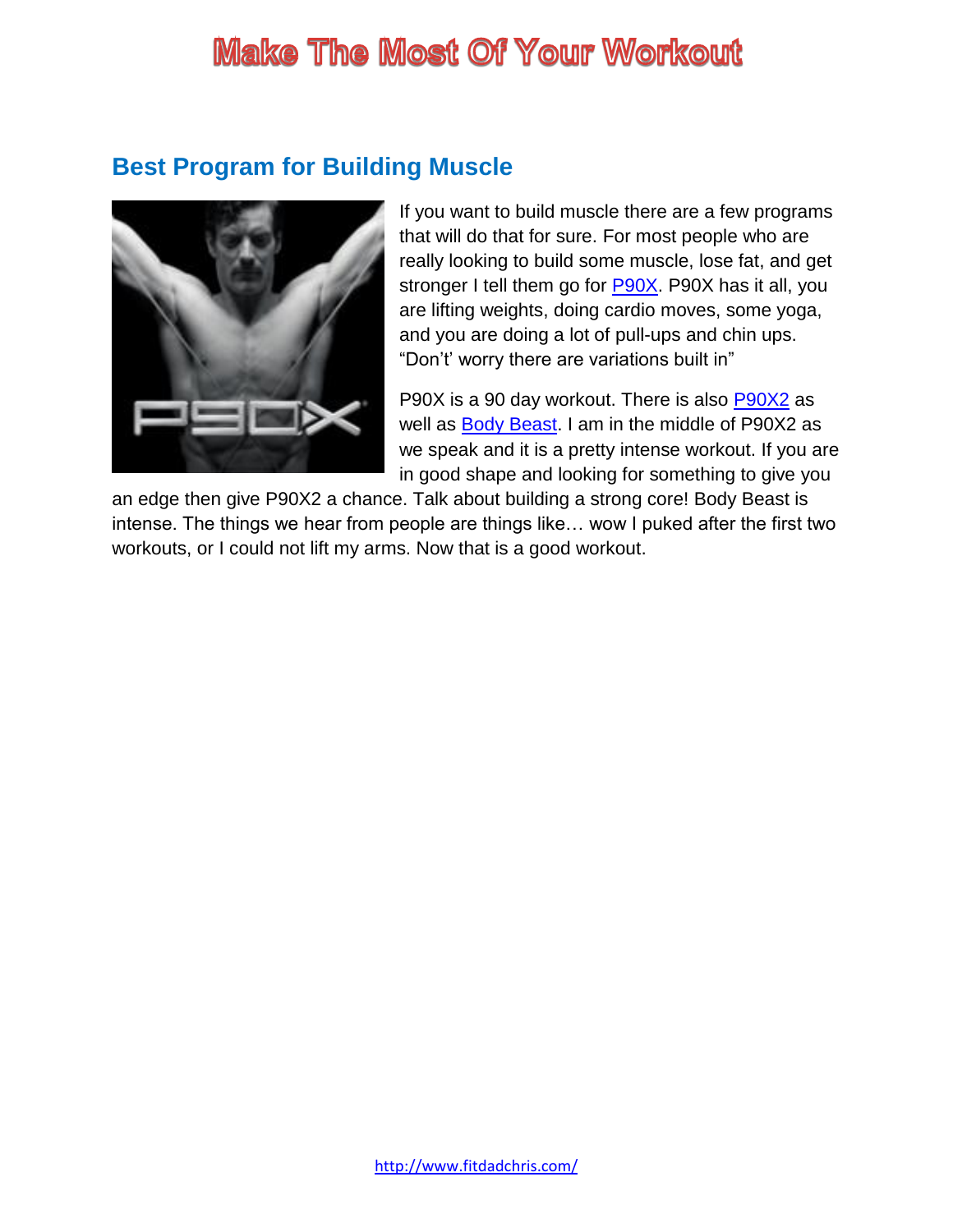## Best Program for Building Muscle

If you want to build muscle there are a few programs that will do that for sure. For most people who are really looking to build some muscle, lose fat, and get stronger I tell them go for P90X. P90X has it all, you are lifting weights, doing cardio moves, some yoga, and you are doing a lot of pull-ups and chin ups. "Don't' worry there are variations built in"

P90X is a 90 day workout. There is also P90X2 as well as Body Beast. I am in the middle of P90X2 as we speak and it is a pretty intense workout. If you are in good shape and looking for something to give you an edge then give P90X2 a chance. Talk about building a strong core! Body Beast is intense. The things we hear from people are things like… wow I puked after the first two workouts, or I could not lift my arms. Now that is a good workout.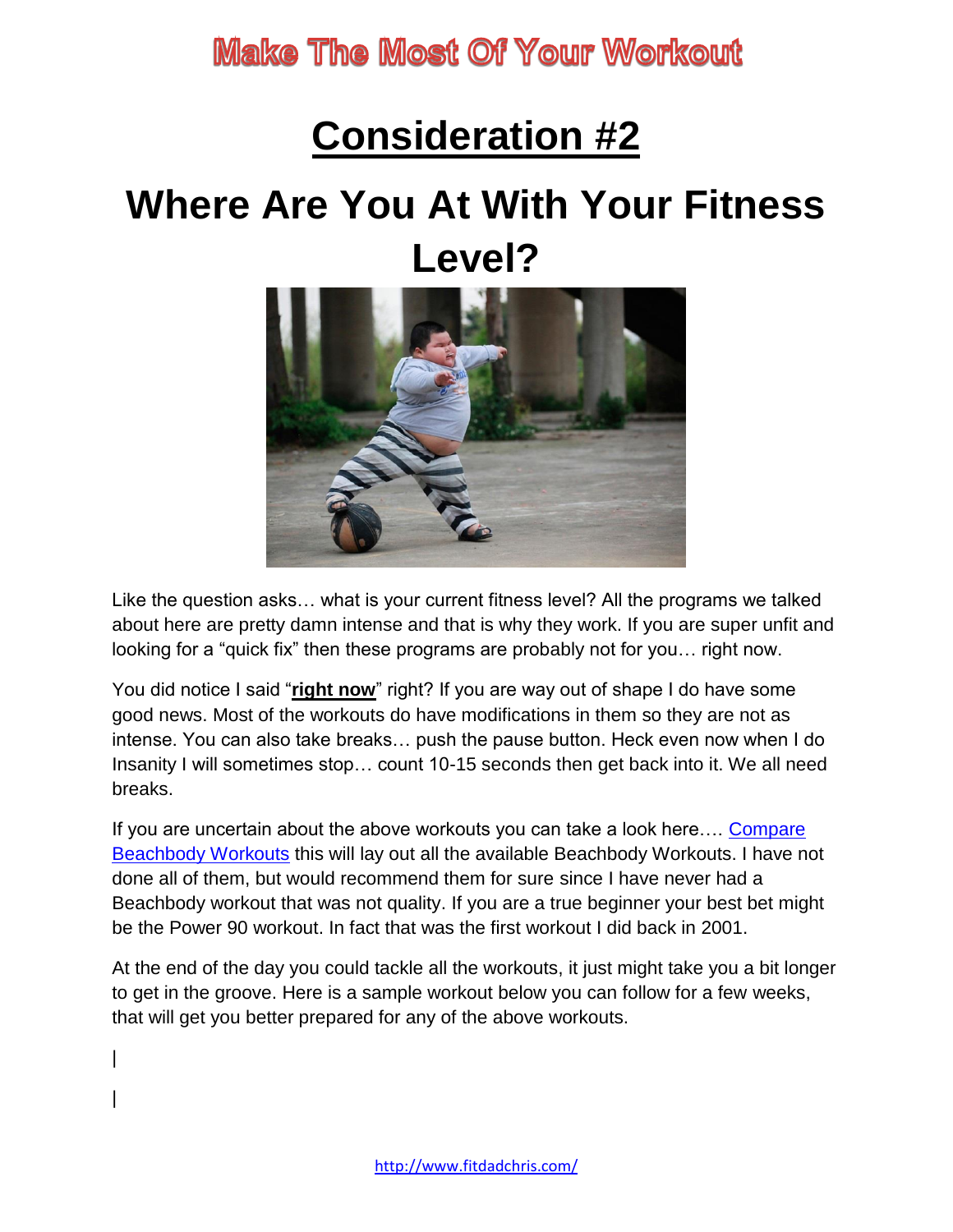# Consideration #2

# Where Are You At With Your Fitness Level?

Like the question asks… what is your current fitness level? All the programs we talked about here are pretty damn intense and that is why they work. If you are super unfit and looking for a "quick fix" then these programs are probably not for you… right now.

You did notice I said "**right now**" right? If you are way out of shape I do have some good news. Most of the workouts do have modifications in them so they are not as intense. You can also take breaks… push the pause button. Heck even now when I do Insanity I will sometimes stop… count 10-15 seconds then get back into it. We all need breaks.

If you are uncertain about the above workouts you can take a look here…. Compare Beachbody Workouts this will lay out all the available Beachbody Workouts. I have not done all of them, but would recommend them for sure since I have never had a Beachbody workout that was not quality. If you are a true beginner your best bet might be the Power 90 workout. In fact that was the first workout I did back in 2001.

At the end of the day you could tackle all the workouts, it just might take you a bit longer to get in the groove. Here is a sample workout below you can follow for a few weeks, that will get you better prepared for any of the above workouts.

|

|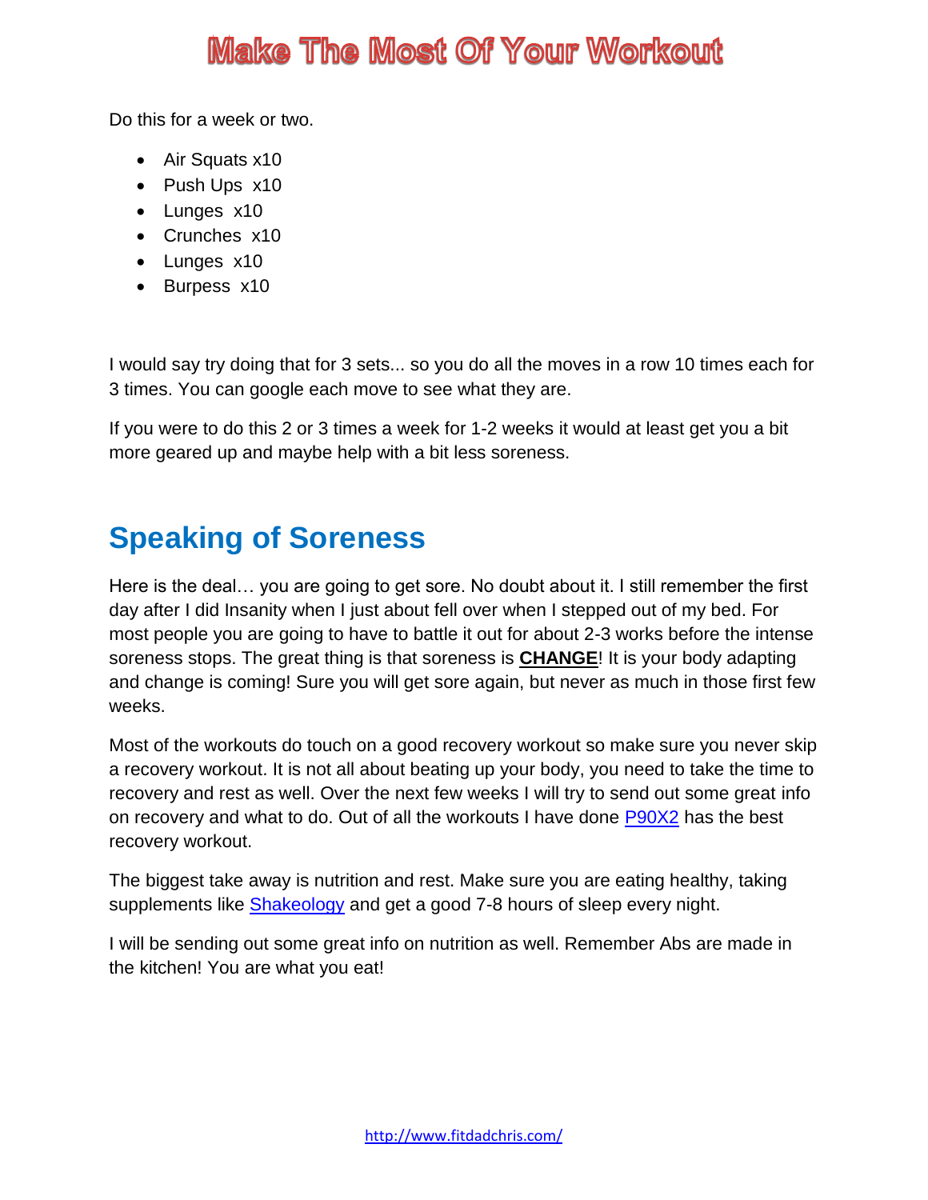Do this for a week or two.

- Air Squats x10
- Push Ups x10
- Lunges x10
- Crunches x10
- Lunges x10
- Burpess x10

I would say try doing that for 3 sets... so you do all the moves in a row 10 times each for 3 times. You can google each move to see what they are.

If you were to do this 2 or 3 times a week for 1-2 weeks it would at least get you a bit more geared up and maybe help with a bit less soreness.

## Speaking of Soreness

Here is the deal… you are going to get sore. No doubt about it. I still remember the first day after I did Insanity when I just about fell over when I stepped out of my bed. For most people you are going to have to battle it out for about 2-3 works before the intense soreness stops. The great thing is that soreness is **CHANGE**! It is your body adapting and change is coming! Sure you will get sore again, but never as much in those first few weeks.

Most of the workouts do touch on a good recovery workout so make sure you never skip a recovery workout. It is not all about beating up your body, you need to take the time to recovery and rest as well. Over the next few weeks I will try to send out some great info on recovery and what to do. Out of all the workouts I have done P90X2 has the best recovery workout.

The biggest take away is nutrition and rest. Make sure you are eating healthy, taking supplements like Shakeology and get a good 7-8 hours of sleep every night.

I will be sending out some great info on nutrition as well. Remember Abs are made in the kitchen! You are what you eat!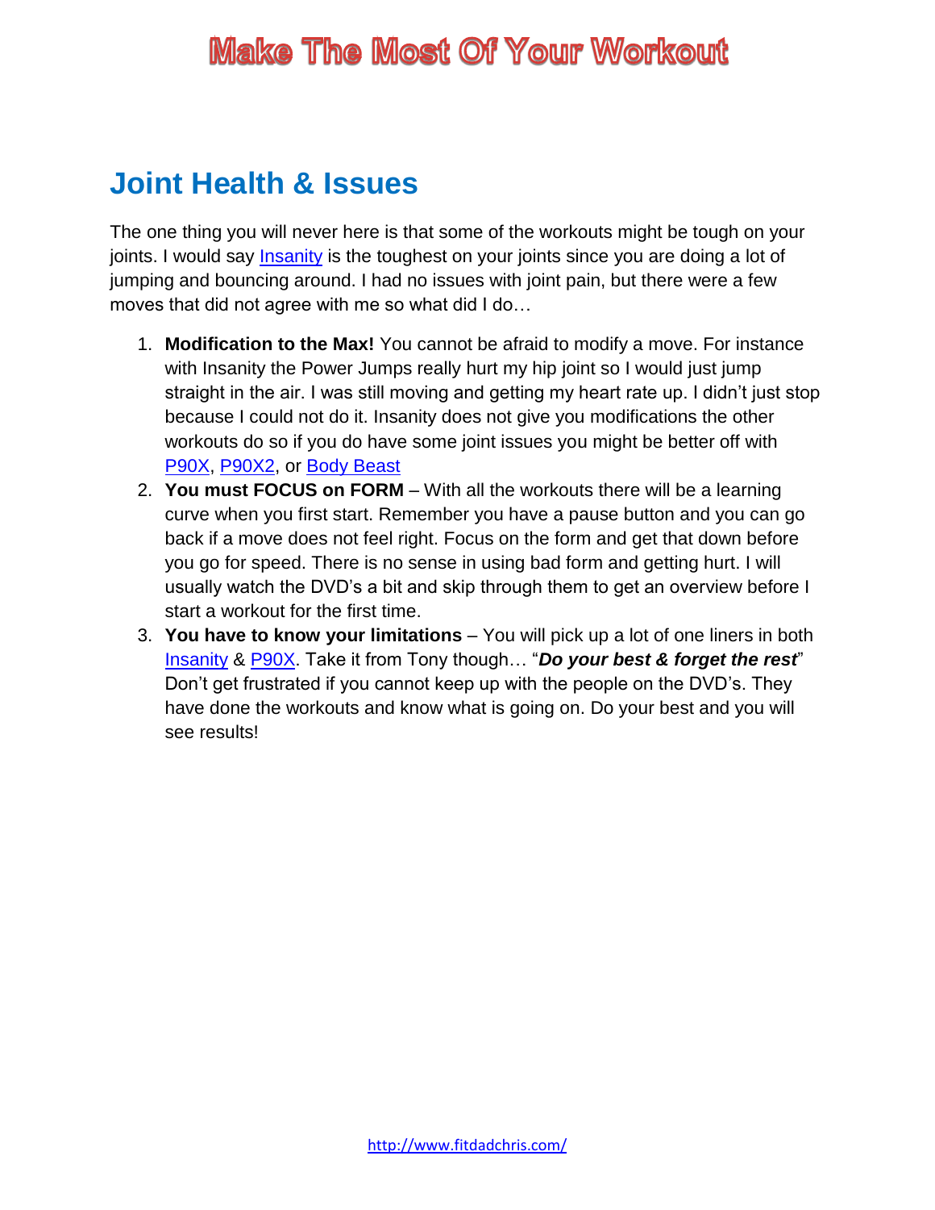## Joint Health & Issues

The one thing you will never here is that some of the workouts might be tough on your joints. I would say Insanity is the toughest on your joints since you are doing a lot of jumping and bouncing around. I had no issues with joint pain, but there were a few moves that did not agree with me so what did I do…

1. **Modification to the Max!** You cannot be afraid to modify a move. For instance with Insanity the Power Jumps really hurt my hip joint so I would just jump straight in the air. I was still moving and getting my heart rate up. I didn't just stop because I could not do it. Insanity does not give you modifications the other workouts do so if you do have some joint issues you might be better off with P90X, P90X2, or Body Beast
2. **You must FOCUS on FORM** – With all the workouts there will be a learning curve when you first start. Remember you have a pause button and you can go back if a move does not feel right. Focus on the form and get that down before you go for speed. There is no sense in using bad form and getting hurt. I will usually watch the DVD's a bit and skip through them to get an overview before I start a workout for the first time.
3. **You have to know your limitations** – You will pick up a lot of one liners in both Insanity & P90X. Take it from Tony though… "***Do your best & forget the rest***" Don't get frustrated if you cannot keep up with the people on the DVD's. They have done the workouts and know what is going on. Do your best and you will see results!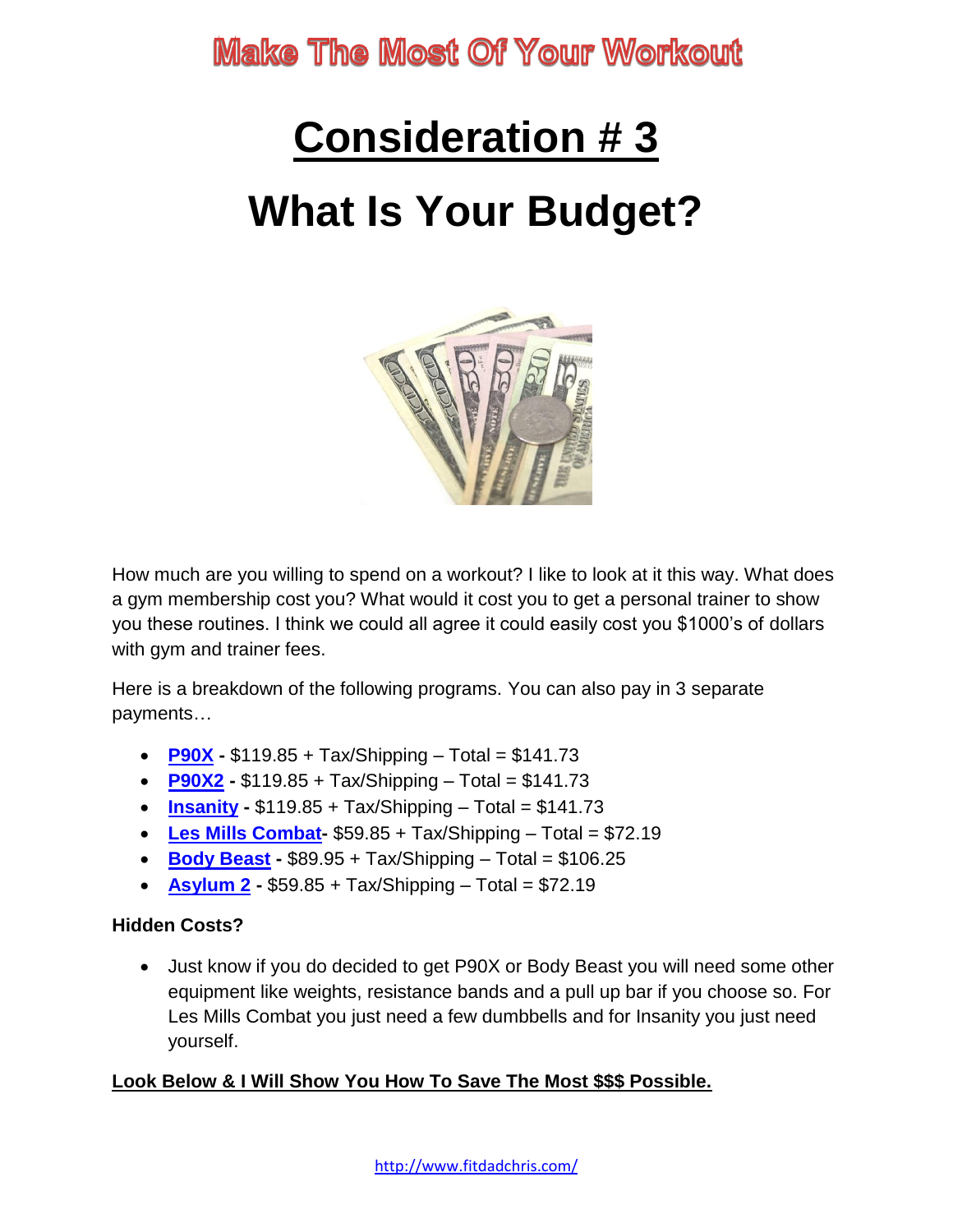# Make The Most Of Your Workout

## Consideration # 3

## What Is Your Budget?

How much are you willing to spend on a workout? I like to look at it this way. What does a gym membership cost you? What would it cost you to get a personal trainer to show you these routines. I think we could all agree it could easily cost you $1000's of dollars with gym and trainer fees.

Here is a breakdown of the following programs. You can also pay in 3 separate payments…

- **P90X -** $119.85 + Tax/Shipping – Total = $141.73
- **P90X2 -** $119.85 + Tax/Shipping – Total = $141.73
- **Insanity -** $119.85 + Tax/Shipping – Total = $141.73
- **Les Mills Combat-** $59.85 + Tax/Shipping – Total = $72.19
- **Body Beast -** $89.95 + Tax/Shipping – Total = $106.25
- **Asylum 2 -** $59.85 + Tax/Shipping – Total = $72.19

**Hidden Costs?**

- Just know if you do decided to get P90X or Body Beast you will need some other equipment like weights, resistance bands and a pull up bar if you choose so. For Les Mills Combat you just need a few dumbbells and for Insanity you just need yourself.

**Look Below & I Will Show You How To Save The Most $$$ Possible.**

http://www.fitdadchris.com/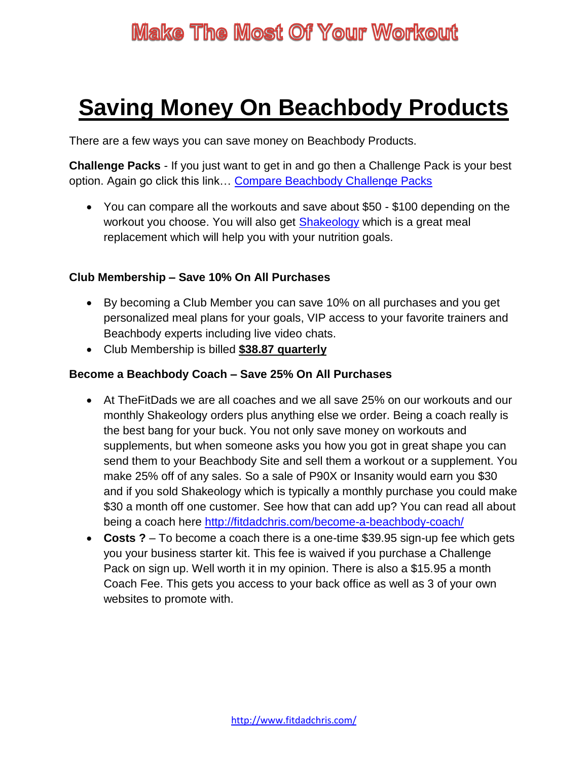# Saving Money On Beachbody Products

There are a few ways you can save money on Beachbody Products.

**Challenge Packs** - If you just want to get in and go then a Challenge Pack is your best option. Again go click this link… Compare Beachbody Challenge Packs

- You can compare all the workouts and save about $50 - $100 depending on the workout you choose. You will also get Shakeology which is a great meal replacement which will help you with your nutrition goals.

### Club Membership – Save 10% On All Purchases

- By becoming a Club Member you can save 10% on all purchases and you get personalized meal plans for your goals, VIP access to your favorite trainers and Beachbody experts including live video chats.
- Club Membership is billed **$38.87 quarterly**

### Become a Beachbody Coach – Save 25% On All Purchases

- At TheFitDads we are all coaches and we all save 25% on our workouts and our monthly Shakeology orders plus anything else we order. Being a coach really is the best bang for your buck. You not only save money on workouts and supplements, but when someone asks you how you got in great shape you can send them to your Beachbody Site and sell them a workout or a supplement. You make 25% off of any sales. So a sale of P90X or Insanity would earn you $30 and if you sold Shakeology which is typically a monthly purchase you could make $30 a month off one customer. See how that can add up? You can read all about being a coach here http://fitdadchris.com/become-a-beachbody-coach/
- **Costs ?** – To become a coach there is a one-time $39.95 sign-up fee which gets you your business starter kit. This fee is waived if you purchase a Challenge Pack on sign up. Well worth it in my opinion. There is also a $15.95 a month Coach Fee. This gets you access to your back office as well as 3 of your own websites to promote with.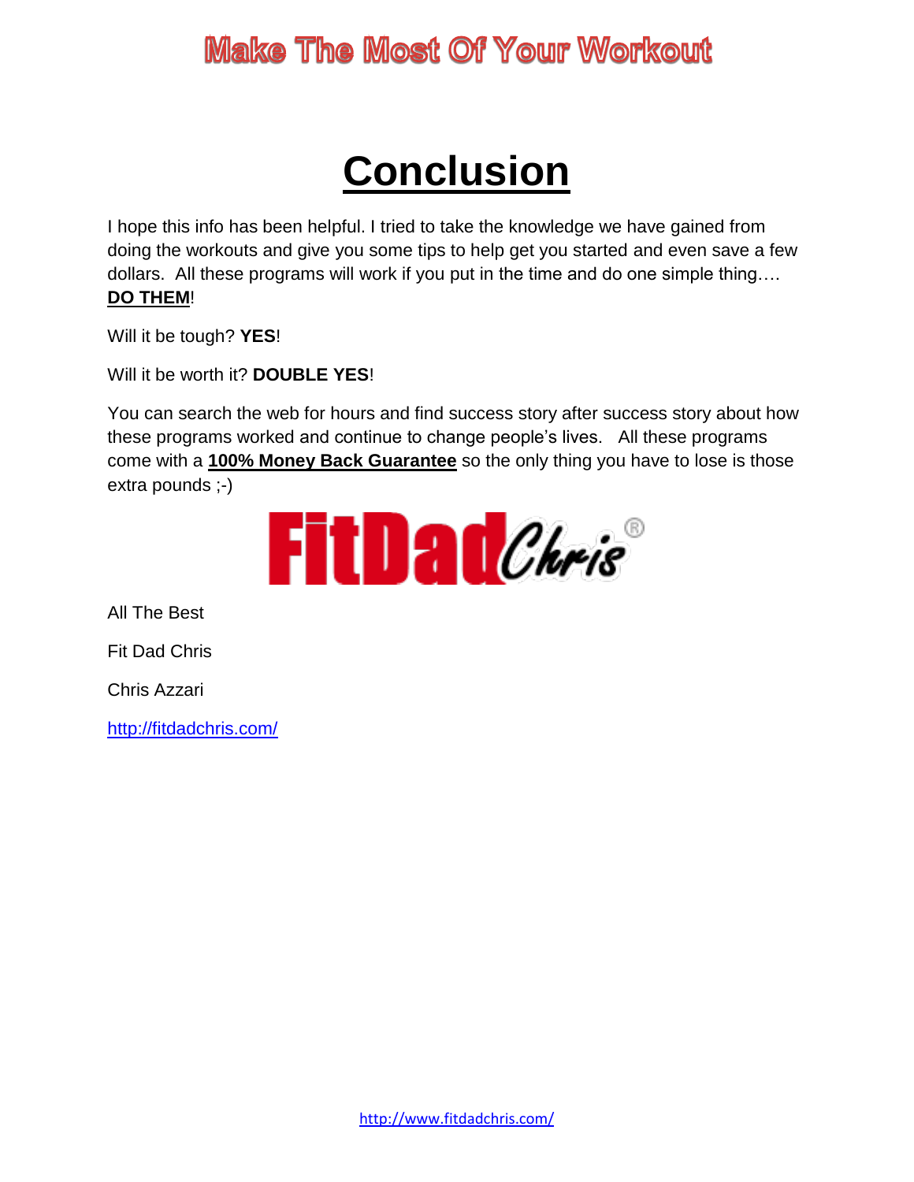# Conclusion

I hope this info has been helpful. I tried to take the knowledge we have gained from doing the workouts and give you some tips to help get you started and even save a few dollars. All these programs will work if you put in the time and do one simple thing…. **DO THEM**!

Will it be tough? **YES**!

Will it be worth it? **DOUBLE YES**!

You can search the web for hours and find success story after success story about how these programs worked and continue to change people's lives. All these programs come with a **100% Money Back Guarantee** so the only thing you have to lose is those extra pounds ;-)

FitDadChris®

All The Best

Fit Dad Chris

Chris Azzari

http://fitdadchris.com/